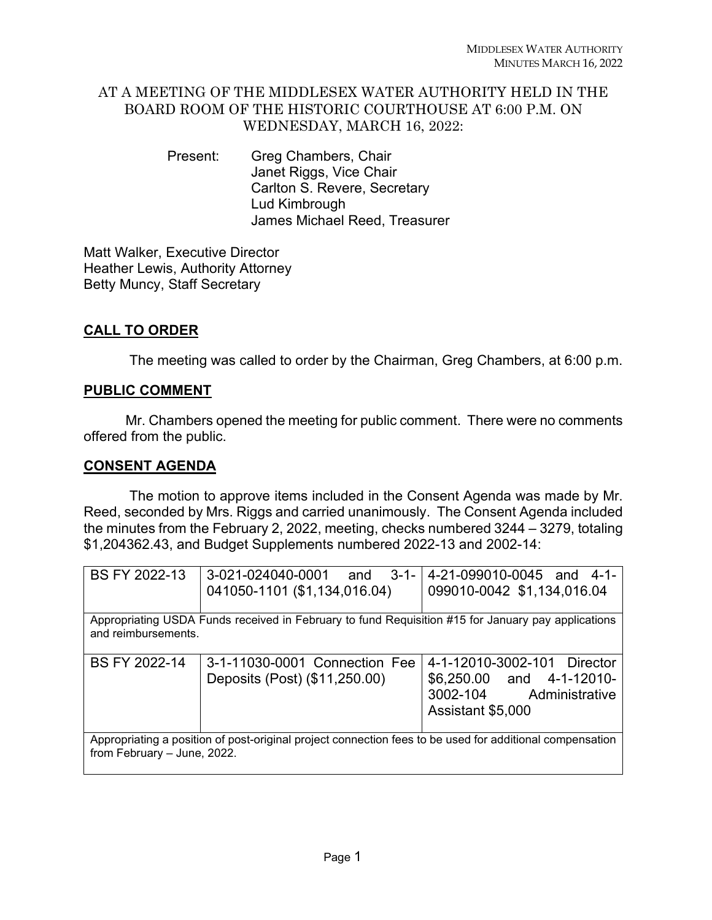AT A MEETING OF THE MIDDLESEX WATER AUTHORITY HELD IN THE BOARD ROOM OF THE HISTORIC COURTHOUSE AT 6:00 P.M. ON WEDNESDAY, MARCH 16, 2022:

Present: Greg Chambers, Chair
Janet Riggs, Vice Chair
Carlton S. Revere, Secretary
Lud Kimbrough
James Michael Reed, Treasurer

Matt Walker, Executive Director
Heather Lewis, Authority Attorney
Betty Muncy, Staff Secretary

## CALL TO ORDER

The meeting was called to order by the Chairman, Greg Chambers, at 6:00 p.m.

## PUBLIC COMMENT

Mr. Chambers opened the meeting for public comment. There were no comments offered from the public.

## CONSENT AGENDA

The motion to approve items included in the Consent Agenda was made by Mr. Reed, seconded by Mrs. Riggs and carried unanimously. The Consent Agenda included the minutes from the February 2, 2022, meeting, checks numbered 3244 – 3279, totaling $1,204362.43, and Budget Supplements numbered 2022-13 and 2002-14:

| | | |
|---|---|---|
| BS FY 2022-13 | 3-021-024040-0001 and 3-1-041050-1101 ($1,134,016.04) | 4-21-099010-0045 and 4-1-099010-0042 $1,134,016.04 |
| Appropriating USDA Funds received in February to fund Requisition #15 for January pay applications and reimbursements. | | |
| BS FY 2022-14 | 3-1-11030-0001 Connection Fee Deposits (Post) ($11,250.00) | 4-1-12010-3002-101 Director $6,250.00 and 4-1-12010-3002-104 Administrative Assistant $5,000 |
| Appropriating a position of post-original project connection fees to be used for additional compensation from February – June, 2022. | | |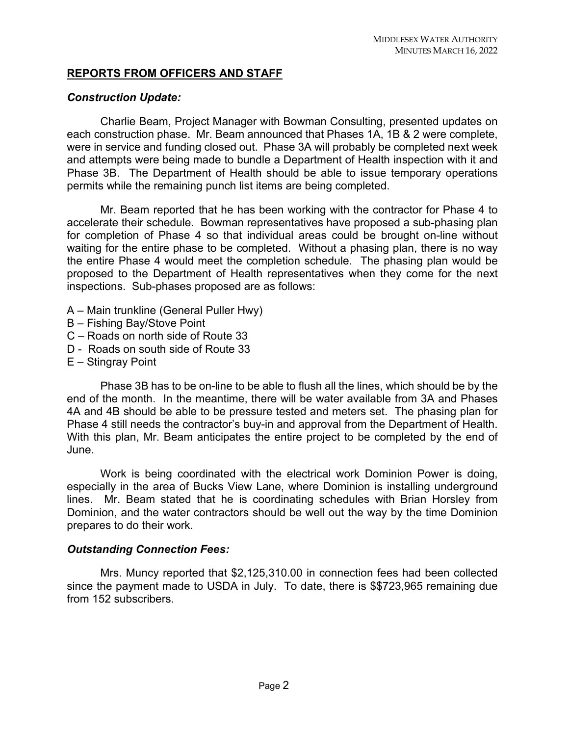## REPORTS FROM OFFICERS AND STAFF

### *Construction Update:*

Charlie Beam, Project Manager with Bowman Consulting, presented updates on each construction phase. Mr. Beam announced that Phases 1A, 1B & 2 were complete, were in service and funding closed out. Phase 3A will probably be completed next week and attempts were being made to bundle a Department of Health inspection with it and Phase 3B. The Department of Health should be able to issue temporary operations permits while the remaining punch list items are being completed.

Mr. Beam reported that he has been working with the contractor for Phase 4 to accelerate their schedule. Bowman representatives have proposed a sub-phasing plan for completion of Phase 4 so that individual areas could be brought on-line without waiting for the entire phase to be completed. Without a phasing plan, there is no way the entire Phase 4 would meet the completion schedule. The phasing plan would be proposed to the Department of Health representatives when they come for the next inspections. Sub-phases proposed are as follows:

A – Main trunkline (General Puller Hwy)
B – Fishing Bay/Stove Point
C – Roads on north side of Route 33
D - Roads on south side of Route 33
E – Stingray Point

Phase 3B has to be on-line to be able to flush all the lines, which should be by the end of the month. In the meantime, there will be water available from 3A and Phases 4A and 4B should be able to be pressure tested and meters set. The phasing plan for Phase 4 still needs the contractor's buy-in and approval from the Department of Health. With this plan, Mr. Beam anticipates the entire project to be completed by the end of June.

Work is being coordinated with the electrical work Dominion Power is doing, especially in the area of Bucks View Lane, where Dominion is installing underground lines. Mr. Beam stated that he is coordinating schedules with Brian Horsley from Dominion, and the water contractors should be well out the way by the time Dominion prepares to do their work.

### *Outstanding Connection Fees:*

Mrs. Muncy reported that $2,125,310.00 in connection fees had been collected since the payment made to USDA in July. To date, there is $$723,965 remaining due from 152 subscribers.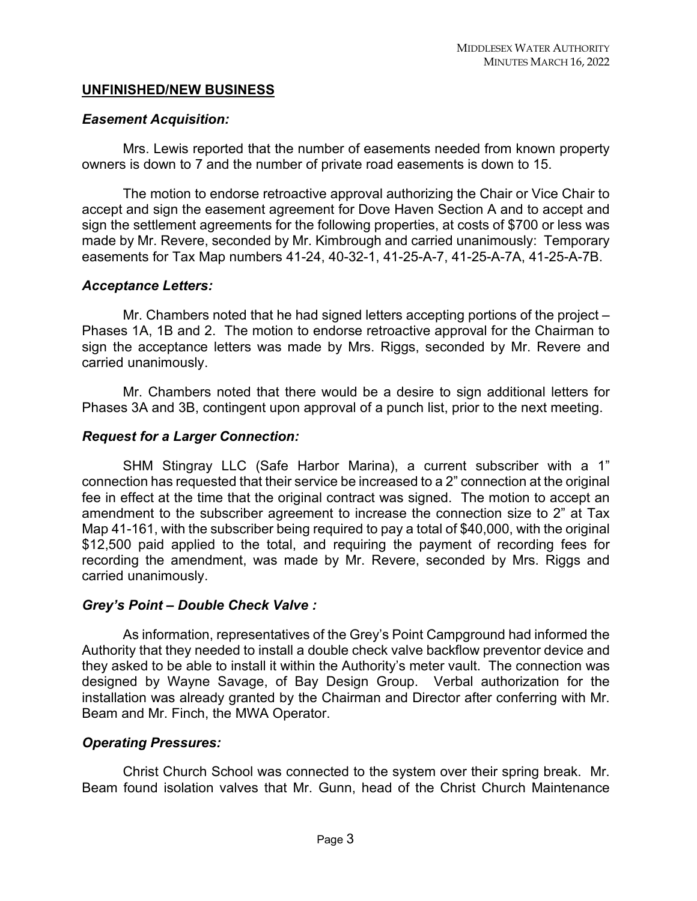## UNFINISHED/NEW BUSINESS

### *Easement Acquisition:*

Mrs. Lewis reported that the number of easements needed from known property owners is down to 7 and the number of private road easements is down to 15.

The motion to endorse retroactive approval authorizing the Chair or Vice Chair to accept and sign the easement agreement for Dove Haven Section A and to accept and sign the settlement agreements for the following properties, at costs of $700 or less was made by Mr. Revere, seconded by Mr. Kimbrough and carried unanimously: Temporary easements for Tax Map numbers 41-24, 40-32-1, 41-25-A-7, 41-25-A-7A, 41-25-A-7B.

### *Acceptance Letters:*

Mr. Chambers noted that he had signed letters accepting portions of the project – Phases 1A, 1B and 2. The motion to endorse retroactive approval for the Chairman to sign the acceptance letters was made by Mrs. Riggs, seconded by Mr. Revere and carried unanimously.

Mr. Chambers noted that there would be a desire to sign additional letters for Phases 3A and 3B, contingent upon approval of a punch list, prior to the next meeting.

### *Request for a Larger Connection:*

SHM Stingray LLC (Safe Harbor Marina), a current subscriber with a 1" connection has requested that their service be increased to a 2" connection at the original fee in effect at the time that the original contract was signed. The motion to accept an amendment to the subscriber agreement to increase the connection size to 2" at Tax Map 41-161, with the subscriber being required to pay a total of $40,000, with the original $12,500 paid applied to the total, and requiring the payment of recording fees for recording the amendment, was made by Mr. Revere, seconded by Mrs. Riggs and carried unanimously.

### *Grey's Point – Double Check Valve :*

As information, representatives of the Grey's Point Campground had informed the Authority that they needed to install a double check valve backflow preventor device and they asked to be able to install it within the Authority's meter vault. The connection was designed by Wayne Savage, of Bay Design Group. Verbal authorization for the installation was already granted by the Chairman and Director after conferring with Mr. Beam and Mr. Finch, the MWA Operator.

### *Operating Pressures:*

Christ Church School was connected to the system over their spring break. Mr. Beam found isolation valves that Mr. Gunn, head of the Christ Church Maintenance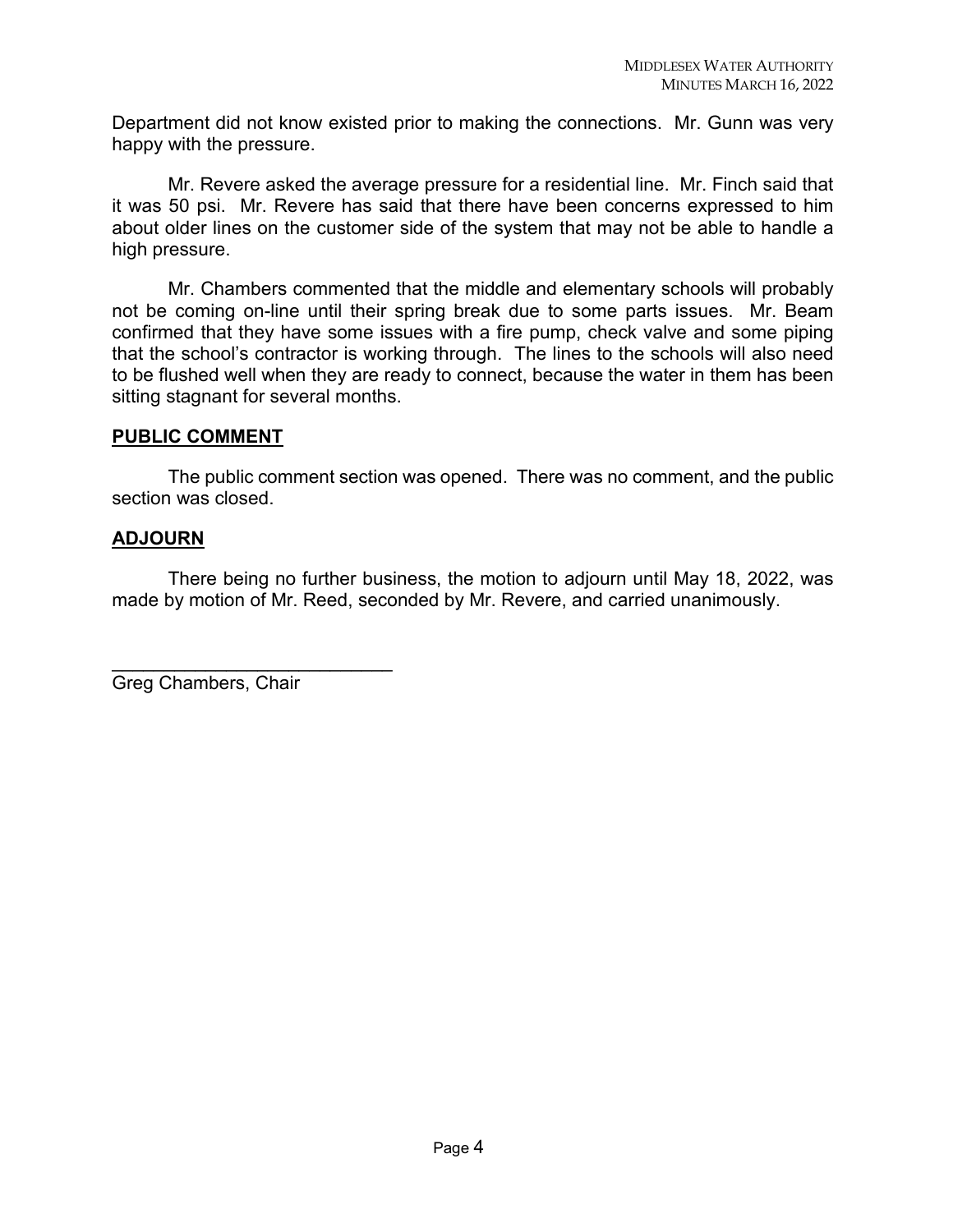Department did not know existed prior to making the connections. Mr. Gunn was very happy with the pressure.

Mr. Revere asked the average pressure for a residential line. Mr. Finch said that it was 50 psi. Mr. Revere has said that there have been concerns expressed to him about older lines on the customer side of the system that may not be able to handle a high pressure.

Mr. Chambers commented that the middle and elementary schools will probably not be coming on-line until their spring break due to some parts issues. Mr. Beam confirmed that they have some issues with a fire pump, check valve and some piping that the school's contractor is working through. The lines to the schools will also need to be flushed well when they are ready to connect, because the water in them has been sitting stagnant for several months.

## PUBLIC COMMENT

The public comment section was opened. There was no comment, and the public section was closed.

## ADJOURN

There being no further business, the motion to adjourn until May 18, 2022, was made by motion of Mr. Reed, seconded by Mr. Revere, and carried unanimously.

\_\_\_\_\_\_\_\_\_\_\_\_\_\_\_\_\_\_\_\_\_\_\_\_\_\_\_\_

Greg Chambers, Chair